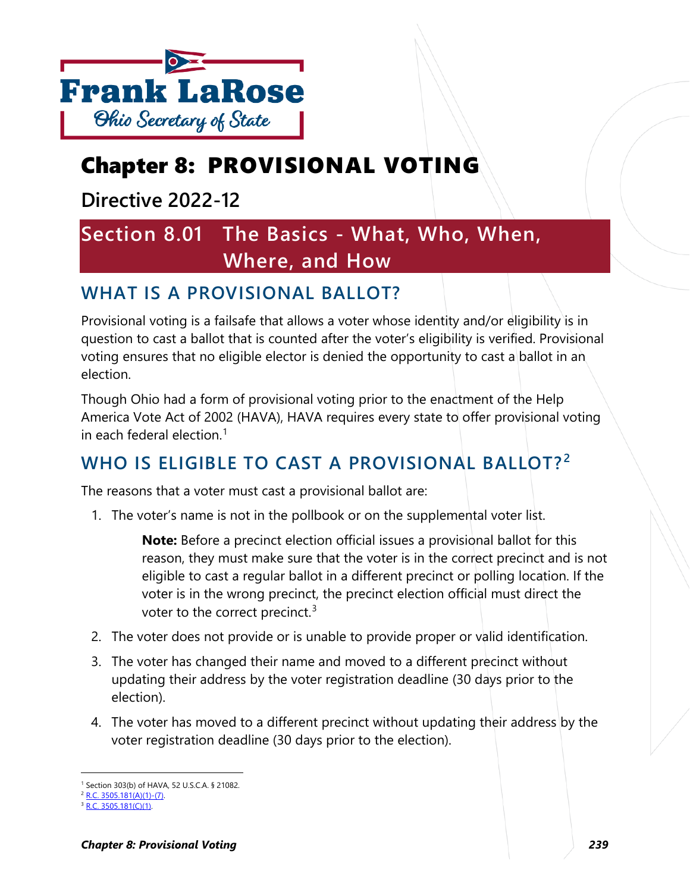Frank LaRose

Ohio Secretary of State

# Chapter 8: PROVISIONAL VOTING

## Directive 2022-12

## Section 8.01 The Basics - What, Who, When, Where, and How

### WHAT IS A PROVISIONAL BALLOT?

Provisional voting is a failsafe that allows a voter whose identity and/or eligibility is in question to cast a ballot that is counted after the voter's eligibility is verified. Provisional voting ensures that no eligible elector is denied the opportunity to cast a ballot in an election.

Though Ohio had a form of provisional voting prior to the enactment of the Help America Vote Act of 2002 (HAVA), HAVA requires every state to offer provisional voting in each federal election.[1]

### WHO IS ELIGIBLE TO CAST A PROVISIONAL BALLOT?[2]

The reasons that a voter must cast a provisional ballot are:

1. The voter's name is not in the pollbook or on the supplemental voter list.

   **Note:** Before a precinct election official issues a provisional ballot for this reason, they must make sure that the voter is in the correct precinct and is not eligible to cast a regular ballot in a different precinct or polling location. If the voter is in the wrong precinct, the precinct election official must direct the voter to the correct precinct.[3]

2. The voter does not provide or is unable to provide proper or valid identification.
3. The voter has changed their name and moved to a different precinct without updating their address by the voter registration deadline (30 days prior to the election).
4. The voter has moved to a different precinct without updating their address by the voter registration deadline (30 days prior to the election).

---

[1] Section 303(b) of HAVA, 52 U.S.C.A. § 21082.
[2] R.C. 3505.181(A)(1)-(7).
[3] R.C. 3505.181(C)(1).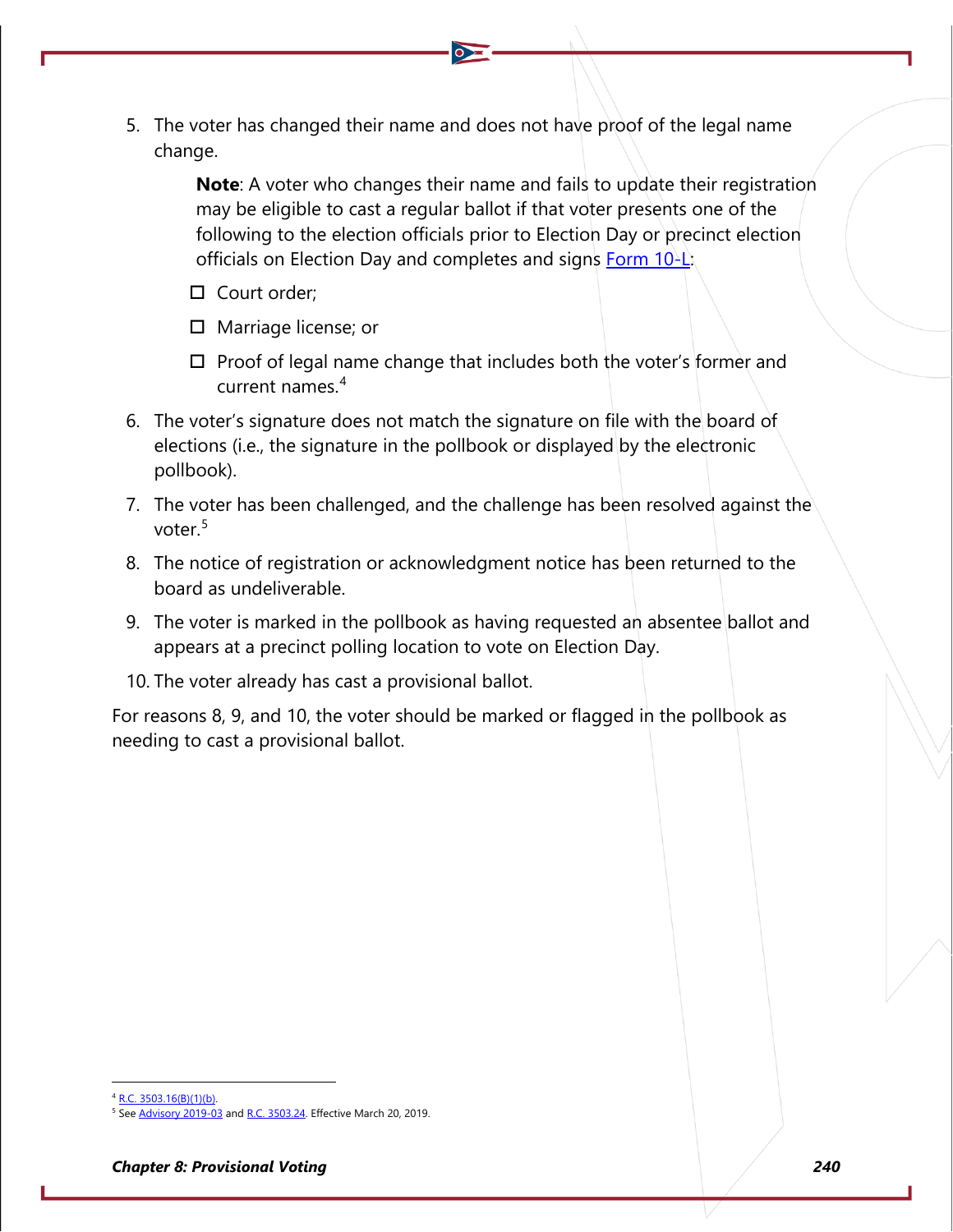5. The voter has changed their name and does not have proof of the legal name change.

    **Note**: A voter who changes their name and fails to update their registration may be eligible to cast a regular ballot if that voter presents one of the following to the election officials prior to Election Day or precinct election officials on Election Day and completes and signs [Form 10-L](Form 10-L):

    - ☐ Court order;
    - ☐ Marriage license; or
    - ☐ Proof of legal name change that includes both the voter's former and current names.[4]

6. The voter's signature does not match the signature on file with the board of elections (i.e., the signature in the pollbook or displayed by the electronic pollbook).
7. The voter has been challenged, and the challenge has been resolved against the voter.[5]
8. The notice of registration or acknowledgment notice has been returned to the board as undeliverable.
9. The voter is marked in the pollbook as having requested an absentee ballot and appears at a precinct polling location to vote on Election Day.
10. The voter already has cast a provisional ballot.

For reasons 8, 9, and 10, the voter should be marked or flagged in the pollbook as needing to cast a provisional ballot.

---

[4] R.C. 3503.16(B)(1)(b).

[5] See Advisory 2019-03 and R.C. 3503.24. Effective March 20, 2019.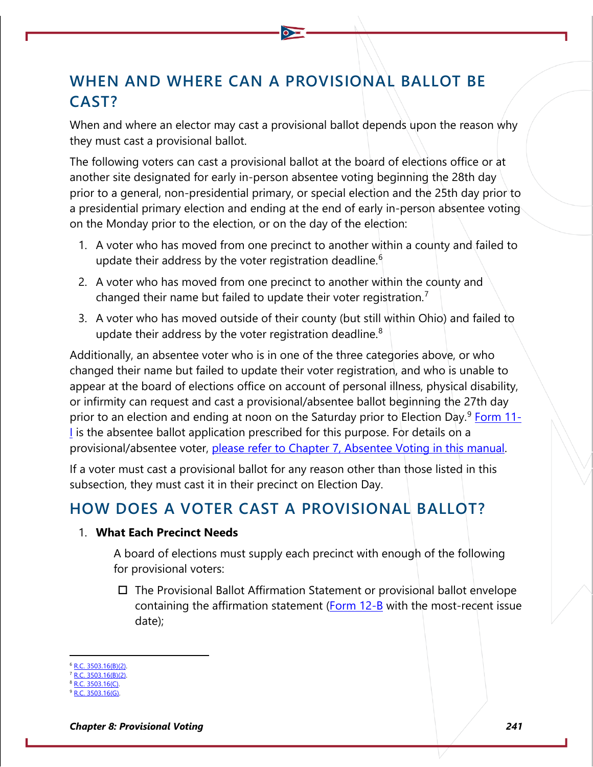## WHEN AND WHERE CAN A PROVISIONAL BALLOT BE CAST?

When and where an elector may cast a provisional ballot depends upon the reason why they must cast a provisional ballot.

The following voters can cast a provisional ballot at the board of elections office or at another site designated for early in-person absentee voting beginning the 28th day prior to a general, non-presidential primary, or special election and the 25th day prior to a presidential primary election and ending at the end of early in-person absentee voting on the Monday prior to the election, or on the day of the election:

1. A voter who has moved from one precinct to another within a county and failed to update their address by the voter registration deadline.[6]
2. A voter who has moved from one precinct to another within the county and changed their name but failed to update their voter registration.[7]
3. A voter who has moved outside of their county (but still within Ohio) and failed to update their address by the voter registration deadline.[8]

Additionally, an absentee voter who is in one of the three categories above, or who changed their name but failed to update their voter registration, and who is unable to appear at the board of elections office on account of personal illness, physical disability, or infirmity can request and cast a provisional/absentee ballot beginning the 27th day prior to an election and ending at noon on the Saturday prior to Election Day.[9] Form 11-I is the absentee ballot application prescribed for this purpose. For details on a provisional/absentee voter, please refer to Chapter 7, Absentee Voting in this manual.

If a voter must cast a provisional ballot for any reason other than those listed in this subsection, they must cast it in their precinct on Election Day.

## HOW DOES A VOTER CAST A PROVISIONAL BALLOT?

1. **What Each Precinct Needs**

   A board of elections must supply each precinct with enough of the following for provisional voters:

   - ☐ The Provisional Ballot Affirmation Statement or provisional ballot envelope containing the affirmation statement (Form 12-B with the most-recent issue date);

---

[6] R.C. 3503.16(B)(2).
[7] R.C. 3503.16(B)(2).
[8] R.C. 3503.16(C).
[9] R.C. 3503.16(G).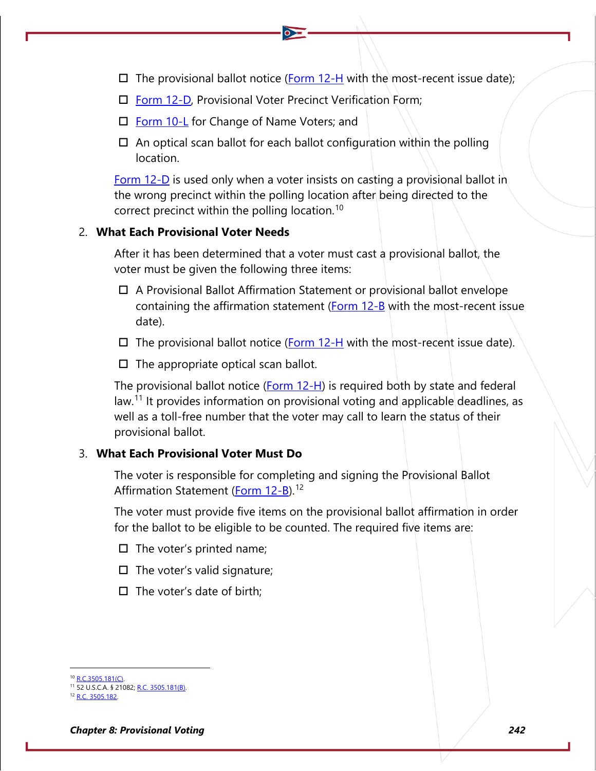- ☐ The provisional ballot notice (Form 12-H with the most-recent issue date);
- ☐ Form 12-D, Provisional Voter Precinct Verification Form;
- ☐ Form 10-L for Change of Name Voters; and
- ☐ An optical scan ballot for each ballot configuration within the polling location.

Form 12-D is used only when a voter insists on casting a provisional ballot in the wrong precinct within the polling location after being directed to the correct precinct within the polling location.[10]

2. **What Each Provisional Voter Needs**

After it has been determined that a voter must cast a provisional ballot, the voter must be given the following three items:

- ☐ A Provisional Ballot Affirmation Statement or provisional ballot envelope containing the affirmation statement (Form 12-B with the most-recent issue date).
- ☐ The provisional ballot notice (Form 12-H with the most-recent issue date).
- ☐ The appropriate optical scan ballot.

The provisional ballot notice (Form 12-H) is required both by state and federal law.[11] It provides information on provisional voting and applicable deadlines, as well as a toll-free number that the voter may call to learn the status of their provisional ballot.

3. **What Each Provisional Voter Must Do**

The voter is responsible for completing and signing the Provisional Ballot Affirmation Statement (Form 12-B).[12]

The voter must provide five items on the provisional ballot affirmation in order for the ballot to be eligible to be counted. The required five items are:

- ☐ The voter's printed name;
- ☐ The voter's valid signature;
- ☐ The voter's date of birth;

---

[10] R.C.3505.181(C).
[11] 52 U.S.C.A. § 21082; R.C. 3505.181(B).
[12] R.C. 3505.182.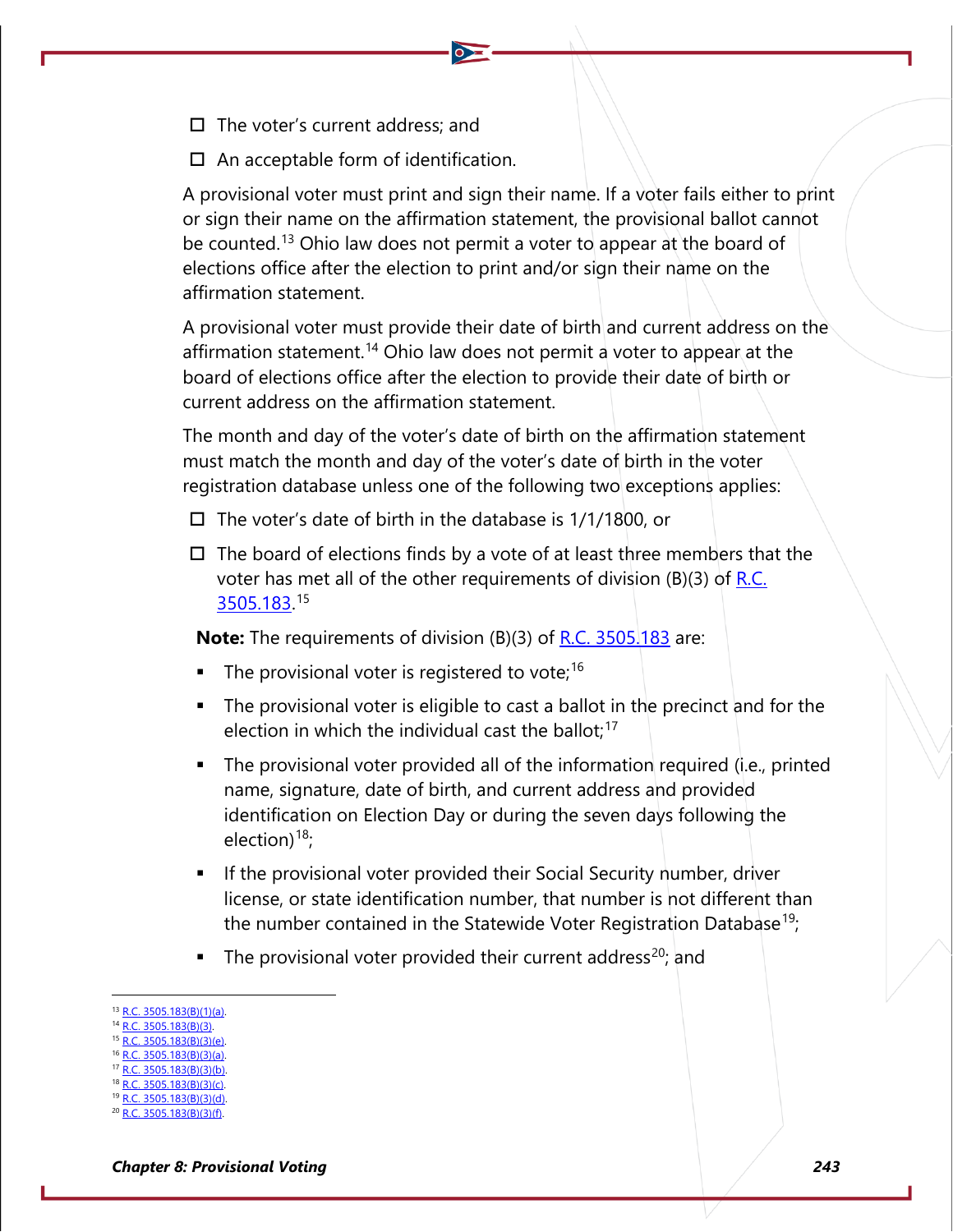- ☐ The voter's current address; and
- ☐ An acceptable form of identification.

A provisional voter must print and sign their name. If a voter fails either to print or sign their name on the affirmation statement, the provisional ballot cannot be counted.[13] Ohio law does not permit a voter to appear at the board of elections office after the election to print and/or sign their name on the affirmation statement.

A provisional voter must provide their date of birth and current address on the affirmation statement.[14] Ohio law does not permit a voter to appear at the board of elections office after the election to provide their date of birth or current address on the affirmation statement.

The month and day of the voter's date of birth on the affirmation statement must match the month and day of the voter's date of birth in the voter registration database unless one of the following two exceptions applies:

- ☐ The voter's date of birth in the database is 1/1/1800, or
- ☐ The board of elections finds by a vote of at least three members that the voter has met all of the other requirements of division (B)(3) of R.C. 3505.183.[15]

**Note:** The requirements of division (B)(3) of R.C. 3505.183 are:

- The provisional voter is registered to vote;[16]
- The provisional voter is eligible to cast a ballot in the precinct and for the election in which the individual cast the ballot;[17]
- The provisional voter provided all of the information required (i.e., printed name, signature, date of birth, and current address and provided identification on Election Day or during the seven days following the election)[18];
- If the provisional voter provided their Social Security number, driver license, or state identification number, that number is not different than the number contained in the Statewide Voter Registration Database[19];
- The provisional voter provided their current address[20]; and

---

[13] R.C. 3505.183(B)(1)(a).
[14] R.C. 3505.183(B)(3).
[15] R.C. 3505.183(B)(3)(e).
[16] R.C. 3505.183(B)(3)(a).
[17] R.C. 3505.183(B)(3)(b).
[18] R.C. 3505.183(B)(3)(c).
[19] R.C. 3505.183(B)(3)(d).
[20] R.C. 3505.183(B)(3)(f).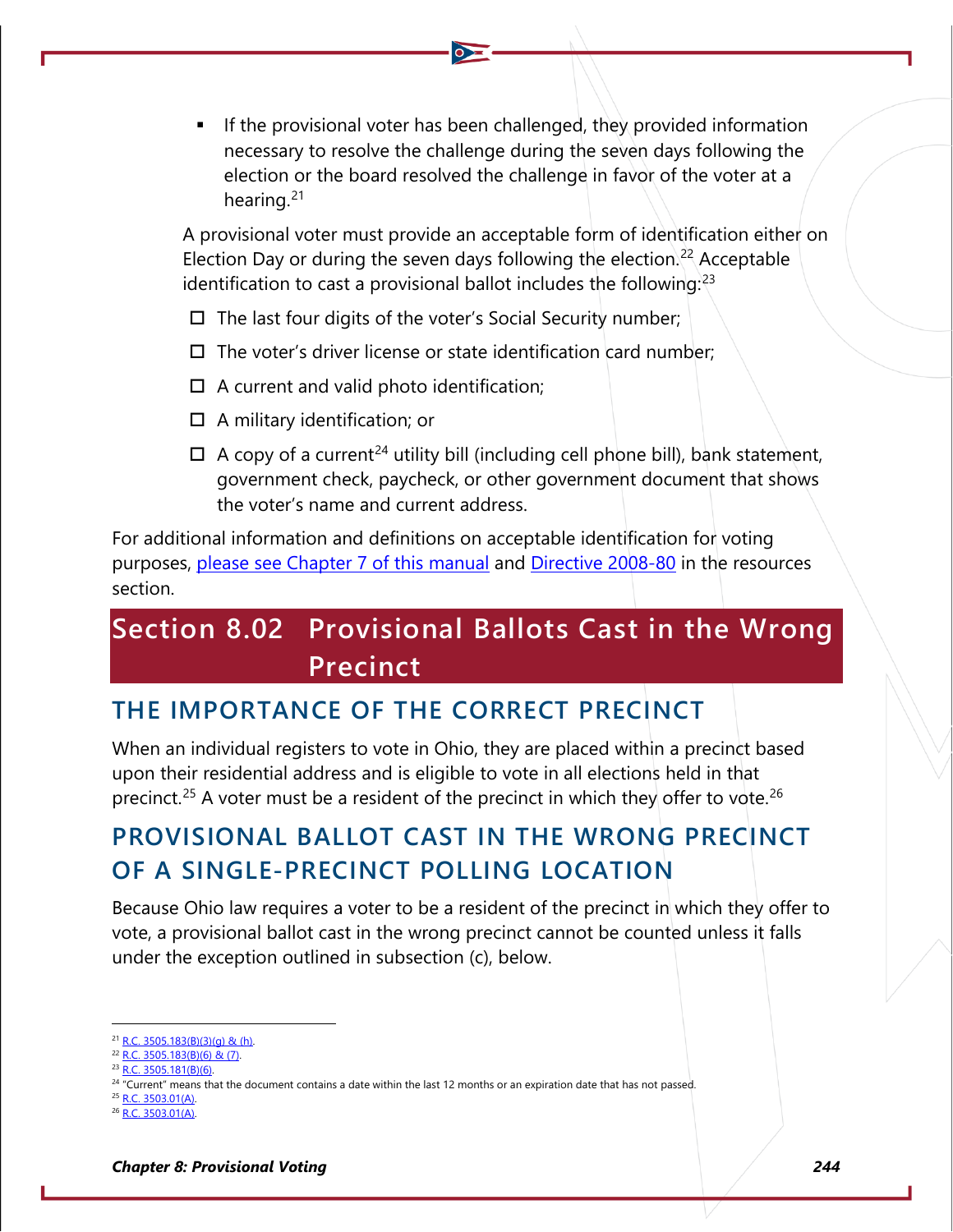- If the provisional voter has been challenged, they provided information necessary to resolve the challenge during the seven days following the election or the board resolved the challenge in favor of the voter at a hearing.[21]

A provisional voter must provide an acceptable form of identification either on Election Day or during the seven days following the election.[22] Acceptable identification to cast a provisional ballot includes the following:[23]

- ☐ The last four digits of the voter's Social Security number;
- ☐ The voter's driver license or state identification card number;
- ☐ A current and valid photo identification;
- ☐ A military identification; or
- ☐ A copy of a current[24] utility bill (including cell phone bill), bank statement, government check, paycheck, or other government document that shows the voter's name and current address.

For additional information and definitions on acceptable identification for voting purposes, please see Chapter 7 of this manual and Directive 2008-80 in the resources section.

# Section 8.02 Provisional Ballots Cast in the Wrong Precinct

## THE IMPORTANCE OF THE CORRECT PRECINCT

When an individual registers to vote in Ohio, they are placed within a precinct based upon their residential address and is eligible to vote in all elections held in that precinct.[25] A voter must be a resident of the precinct in which they offer to vote.[26]

## PROVISIONAL BALLOT CAST IN THE WRONG PRECINCT OF A SINGLE-PRECINCT POLLING LOCATION

Because Ohio law requires a voter to be a resident of the precinct in which they offer to vote, a provisional ballot cast in the wrong precinct cannot be counted unless it falls under the exception outlined in subsection (c), below.

---

[21] R.C. 3505.183(B)(3)(g) & (h).
[22] R.C. 3505.183(B)(6) & (7).
[23] R.C. 3505.181(B)(6).
[24] "Current" means that the document contains a date within the last 12 months or an expiration date that has not passed.
[25] R.C. 3503.01(A).
[26] R.C. 3503.01(A).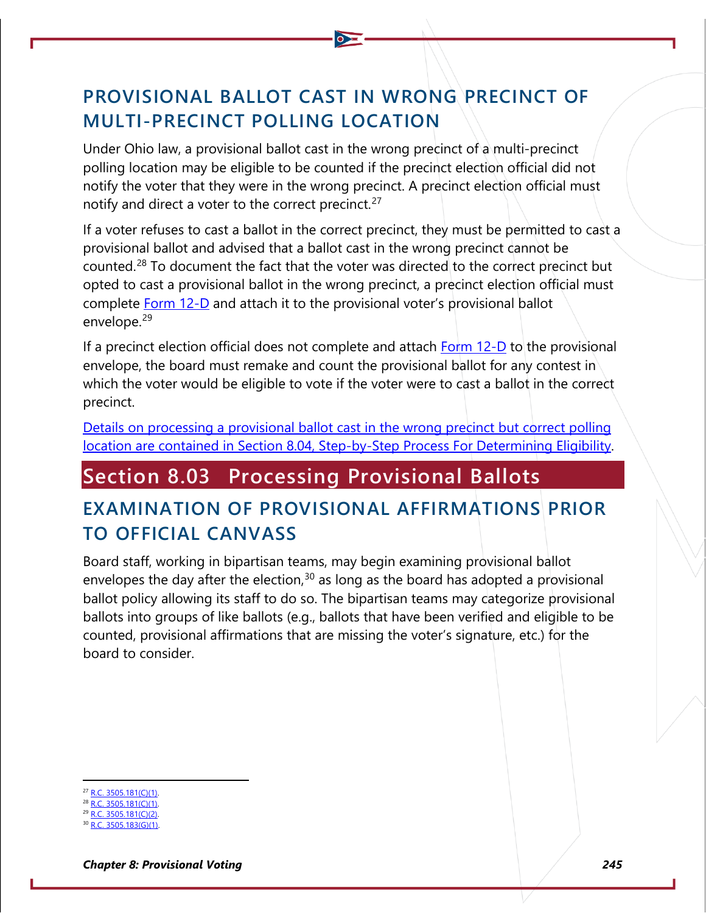### PROVISIONAL BALLOT CAST IN WRONG PRECINCT OF MULTI-PRECINCT POLLING LOCATION

Under Ohio law, a provisional ballot cast in the wrong precinct of a multi-precinct polling location may be eligible to be counted if the precinct election official did not notify the voter that they were in the wrong precinct. A precinct election official must notify and direct a voter to the correct precinct.[27]

If a voter refuses to cast a ballot in the correct precinct, they must be permitted to cast a provisional ballot and advised that a ballot cast in the wrong precinct cannot be counted.[28] To document the fact that the voter was directed to the correct precinct but opted to cast a provisional ballot in the wrong precinct, a precinct election official must complete Form 12-D and attach it to the provisional voter's provisional ballot envelope.[29]

If a precinct election official does not complete and attach Form 12-D to the provisional envelope, the board must remake and count the provisional ballot for any contest in which the voter would be eligible to vote if the voter were to cast a ballot in the correct precinct.

Details on processing a provisional ballot cast in the wrong precinct but correct polling location are contained in Section 8.04, Step-by-Step Process For Determining Eligibility.

## Section 8.03 Processing Provisional Ballots

### EXAMINATION OF PROVISIONAL AFFIRMATIONS PRIOR TO OFFICIAL CANVASS

Board staff, working in bipartisan teams, may begin examining provisional ballot envelopes the day after the election,[30] as long as the board has adopted a provisional ballot policy allowing its staff to do so. The bipartisan teams may categorize provisional ballots into groups of like ballots (e.g., ballots that have been verified and eligible to be counted, provisional affirmations that are missing the voter's signature, etc.) for the board to consider.

---

[27] R.C. 3505.181(C)(1).
[28] R.C. 3505.181(C)(1).
[29] R.C. 3505.181(C)(2).
[30] R.C. 3505.183(G)(1).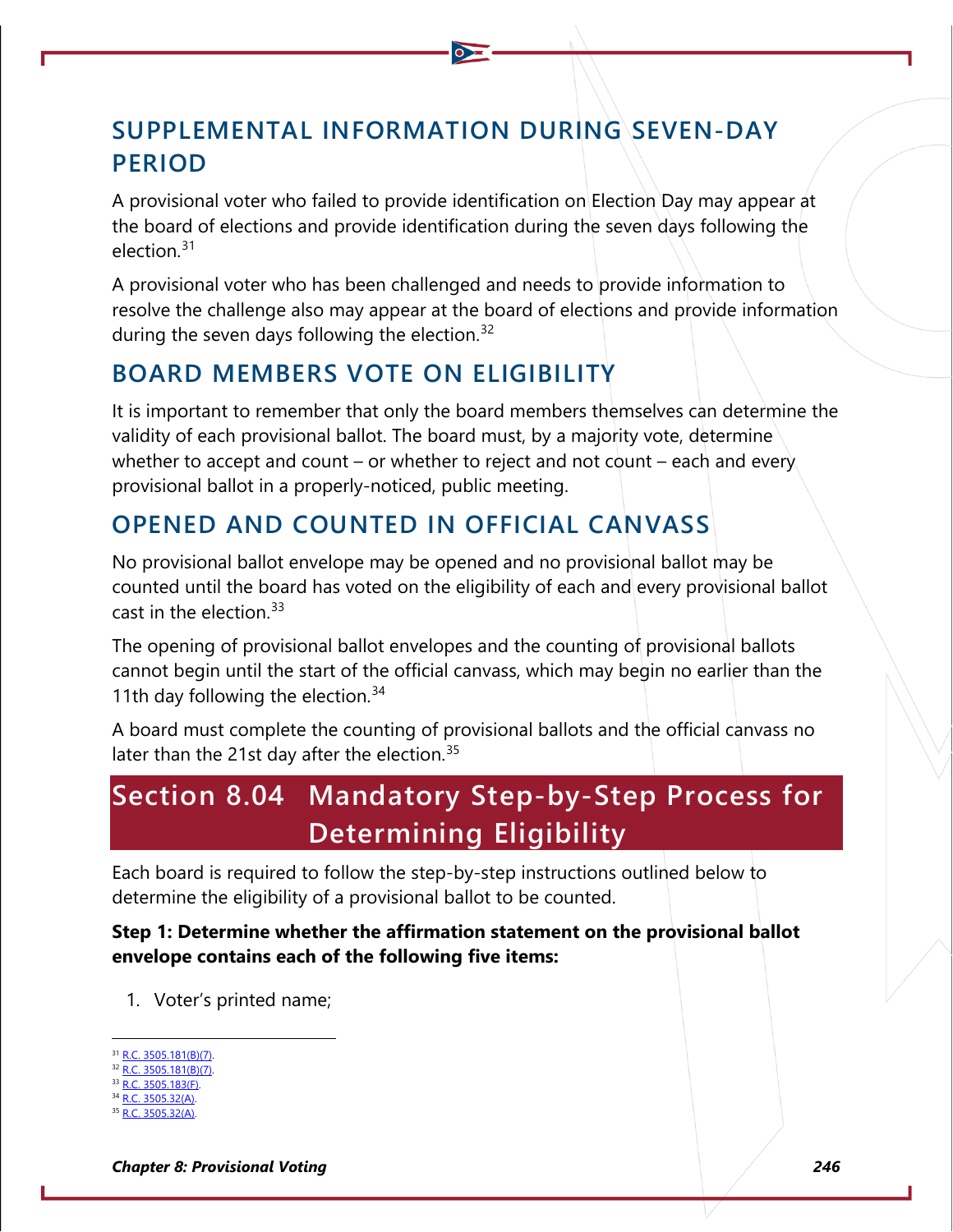### SUPPLEMENTAL INFORMATION DURING SEVEN-DAY PERIOD

A provisional voter who failed to provide identification on Election Day may appear at the board of elections and provide identification during the seven days following the election.[31]

A provisional voter who has been challenged and needs to provide information to resolve the challenge also may appear at the board of elections and provide information during the seven days following the election.[32]

### BOARD MEMBERS VOTE ON ELIGIBILITY

It is important to remember that only the board members themselves can determine the validity of each provisional ballot. The board must, by a majority vote, determine whether to accept and count – or whether to reject and not count – each and every provisional ballot in a properly-noticed, public meeting.

### OPENED AND COUNTED IN OFFICIAL CANVASS

No provisional ballot envelope may be opened and no provisional ballot may be counted until the board has voted on the eligibility of each and every provisional ballot cast in the election.[33]

The opening of provisional ballot envelopes and the counting of provisional ballots cannot begin until the start of the official canvass, which may begin no earlier than the 11th day following the election.[34]

A board must complete the counting of provisional ballots and the official canvass no later than the 21st day after the election.[35]

## Section 8.04 Mandatory Step-by-Step Process for Determining Eligibility

Each board is required to follow the step-by-step instructions outlined below to determine the eligibility of a provisional ballot to be counted.

**Step 1: Determine whether the affirmation statement on the provisional ballot envelope contains each of the following five items:**

1. Voter's printed name;

---

[31] R.C. 3505.181(B)(7).
[32] R.C. 3505.181(B)(7).
[33] R.C. 3505.183(F).
[34] R.C. 3505.32(A).
[35] R.C. 3505.32(A).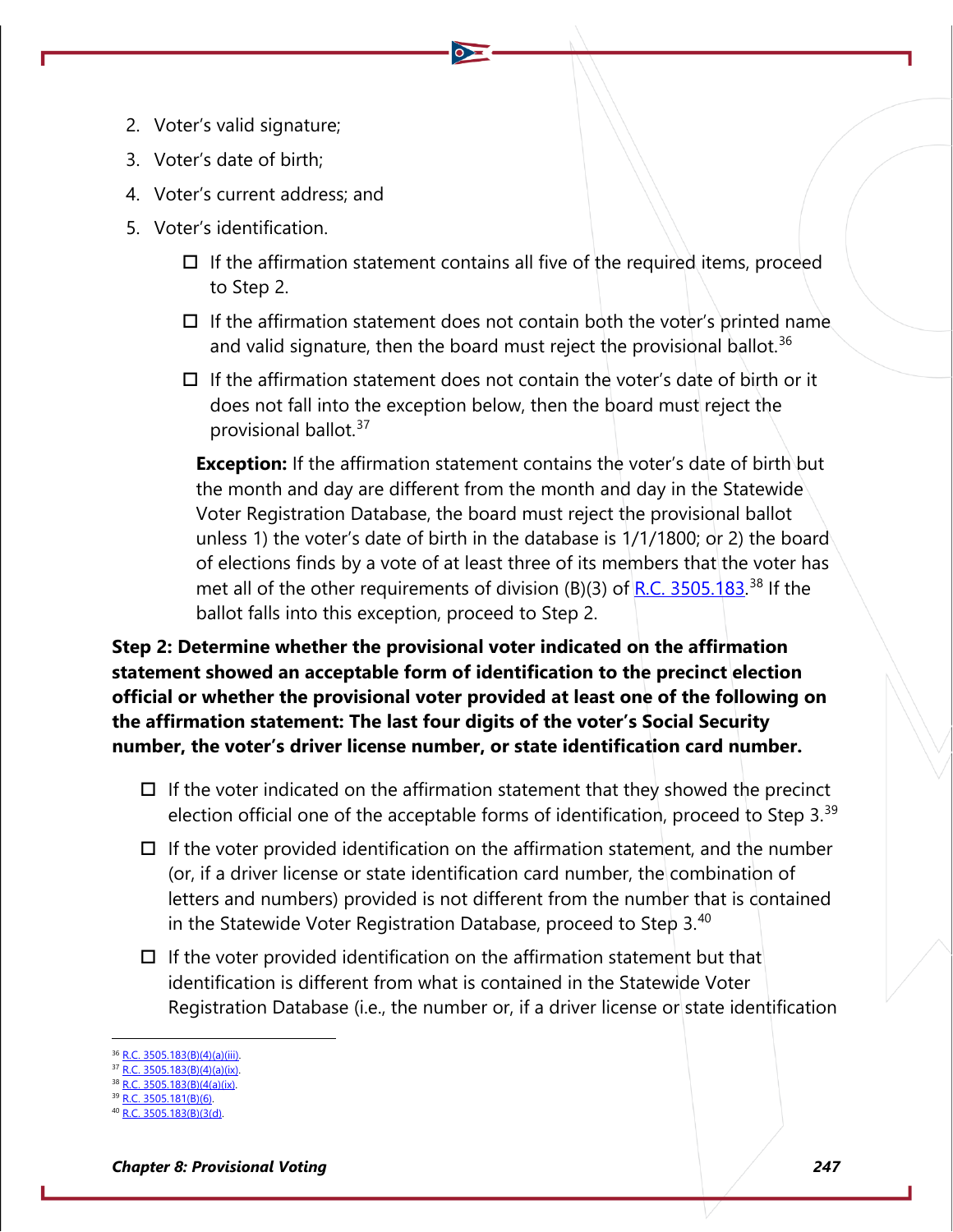2. Voter's valid signature;
3. Voter's date of birth;
4. Voter's current address; and
5. Voter's identification.

- ☐ If the affirmation statement contains all five of the required items, proceed to Step 2.
- ☐ If the affirmation statement does not contain both the voter's printed name and valid signature, then the board must reject the provisional ballot.[36]
- ☐ If the affirmation statement does not contain the voter's date of birth or it does not fall into the exception below, then the board must reject the provisional ballot.[37]

**Exception:** If the affirmation statement contains the voter's date of birth but the month and day are different from the month and day in the Statewide Voter Registration Database, the board must reject the provisional ballot unless 1) the voter's date of birth in the database is 1/1/1800; or 2) the board of elections finds by a vote of at least three of its members that the voter has met all of the other requirements of division (B)(3) of R.C. 3505.183.[38] If the ballot falls into this exception, proceed to Step 2.

**Step 2: Determine whether the provisional voter indicated on the affirmation statement showed an acceptable form of identification to the precinct election official or whether the provisional voter provided at least one of the following on the affirmation statement: The last four digits of the voter's Social Security number, the voter's driver license number, or state identification card number.**

- ☐ If the voter indicated on the affirmation statement that they showed the precinct election official one of the acceptable forms of identification, proceed to Step 3.[39]
- ☐ If the voter provided identification on the affirmation statement, and the number (or, if a driver license or state identification card number, the combination of letters and numbers) provided is not different from the number that is contained in the Statewide Voter Registration Database, proceed to Step 3.[40]
- ☐ If the voter provided identification on the affirmation statement but that identification is different from what is contained in the Statewide Voter Registration Database (i.e., the number or, if a driver license or state identification

---

[36] R.C. 3505.183(B)(4)(a)(iii).
[37] R.C. 3505.183(B)(4)(a)(ix).
[38] R.C. 3505.183(B)(4(a)(ix).
[39] R.C. 3505.181(B)(6).
[40] R.C. 3505.183(B)(3(d).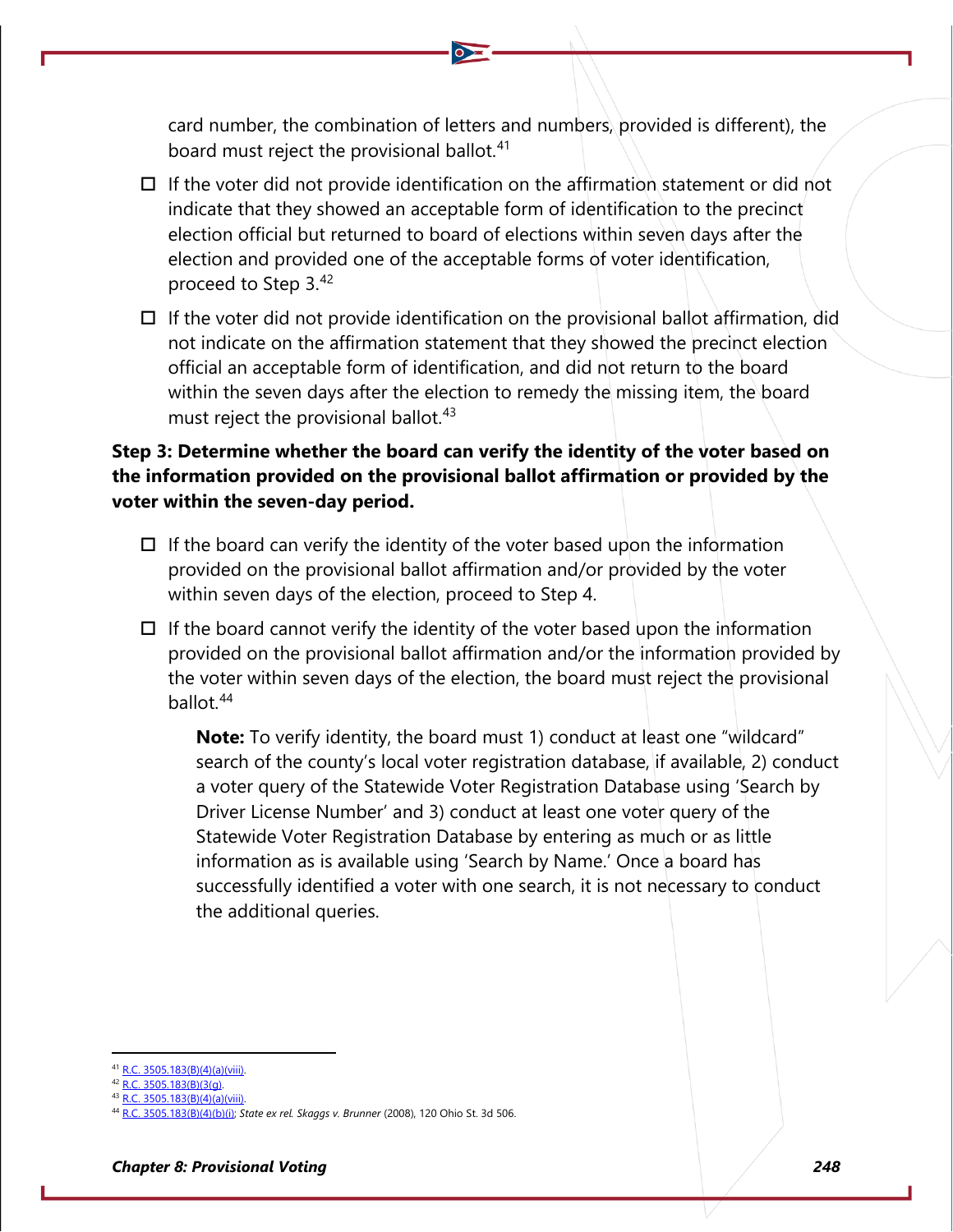card number, the combination of letters and numbers, provided is different), the board must reject the provisional ballot.[41]

- ☐ If the voter did not provide identification on the affirmation statement or did not indicate that they showed an acceptable form of identification to the precinct election official but returned to board of elections within seven days after the election and provided one of the acceptable forms of voter identification, proceed to Step 3.[42]
- ☐ If the voter did not provide identification on the provisional ballot affirmation, did not indicate on the affirmation statement that they showed the precinct election official an acceptable form of identification, and did not return to the board within the seven days after the election to remedy the missing item, the board must reject the provisional ballot.[43]

**Step 3: Determine whether the board can verify the identity of the voter based on the information provided on the provisional ballot affirmation or provided by the voter within the seven-day period.**

- ☐ If the board can verify the identity of the voter based upon the information provided on the provisional ballot affirmation and/or provided by the voter within seven days of the election, proceed to Step 4.
- ☐ If the board cannot verify the identity of the voter based upon the information provided on the provisional ballot affirmation and/or the information provided by the voter within seven days of the election, the board must reject the provisional ballot.[44]

> **Note:** To verify identity, the board must 1) conduct at least one "wildcard" search of the county's local voter registration database, if available, 2) conduct a voter query of the Statewide Voter Registration Database using 'Search by Driver License Number' and 3) conduct at least one voter query of the Statewide Voter Registration Database by entering as much or as little information as is available using 'Search by Name.' Once a board has successfully identified a voter with one search, it is not necessary to conduct the additional queries.

---

[41] R.C. 3505.183(B)(4)(a)(viii).
[42] R.C. 3505.183(B)(3(g).
[43] R.C. 3505.183(B)(4)(a)(viii).
[44] R.C. 3505.183(B)(4)(b)(i); *State ex rel. Skaggs v. Brunner* (2008), 120 Ohio St. 3d 506.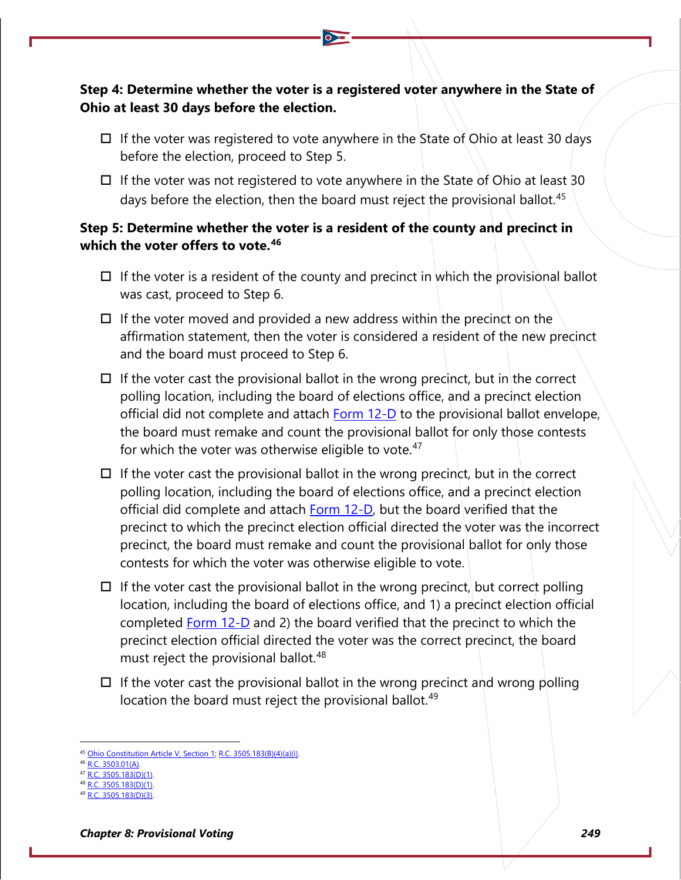**Step 4: Determine whether the voter is a registered voter anywhere in the State of Ohio at least 30 days before the election.**

- ☐ If the voter was registered to vote anywhere in the State of Ohio at least 30 days before the election, proceed to Step 5.
- ☐ If the voter was not registered to vote anywhere in the State of Ohio at least 30 days before the election, then the board must reject the provisional ballot.[45]

**Step 5: Determine whether the voter is a resident of the county and precinct in which the voter offers to vote.[46]**

- ☐ If the voter is a resident of the county and precinct in which the provisional ballot was cast, proceed to Step 6.
- ☐ If the voter moved and provided a new address within the precinct on the affirmation statement, then the voter is considered a resident of the new precinct and the board must proceed to Step 6.
- ☐ If the voter cast the provisional ballot in the wrong precinct, but in the correct polling location, including the board of elections office, and a precinct election official did not complete and attach Form 12-D to the provisional ballot envelope, the board must remake and count the provisional ballot for only those contests for which the voter was otherwise eligible to vote.[47]
- ☐ If the voter cast the provisional ballot in the wrong precinct, but in the correct polling location, including the board of elections office, and a precinct election official did complete and attach Form 12-D, but the board verified that the precinct to which the precinct election official directed the voter was the incorrect precinct, the board must remake and count the provisional ballot for only those contests for which the voter was otherwise eligible to vote.
- ☐ If the voter cast the provisional ballot in the wrong precinct, but correct polling location, including the board of elections office, and 1) a precinct election official completed Form 12-D and 2) the board verified that the precinct to which the precinct election official directed the voter was the correct precinct, the board must reject the provisional ballot.[48]
- ☐ If the voter cast the provisional ballot in the wrong precinct and wrong polling location the board must reject the provisional ballot.[49]

---

[45] Ohio Constitution Article V, Section 1; R.C. 3505.183(B)(4)(a)(i).
[46] R.C. 3503.01(A).
[47] R.C. 3505.183(D)(1).
[48] R.C. 3505.183(D)(1).
[49] R.C. 3505.183(D)(3).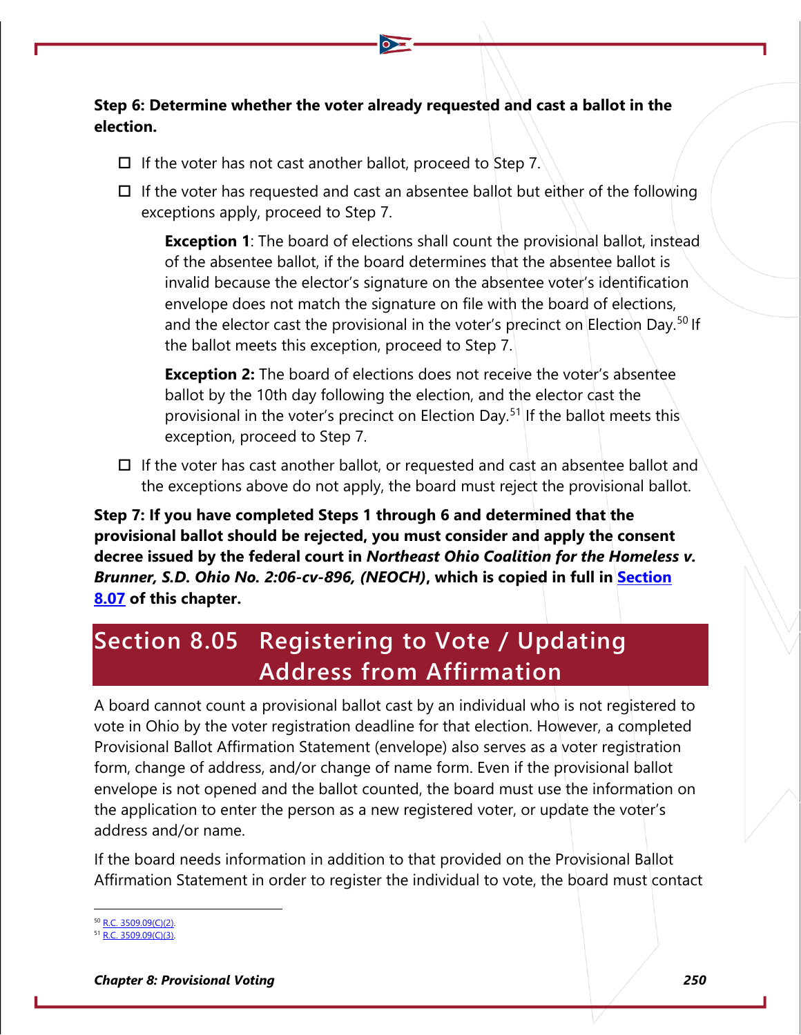**Step 6: Determine whether the voter already requested and cast a ballot in the election.**

- ☐ If the voter has not cast another ballot, proceed to Step 7.
- ☐ If the voter has requested and cast an absentee ballot but either of the following exceptions apply, proceed to Step 7.

  **Exception 1**: The board of elections shall count the provisional ballot, instead of the absentee ballot, if the board determines that the absentee ballot is invalid because the elector's signature on the absentee voter's identification envelope does not match the signature on file with the board of elections, and the elector cast the provisional in the voter's precinct on Election Day.[50] If the ballot meets this exception, proceed to Step 7.

  **Exception 2:** The board of elections does not receive the voter's absentee ballot by the 10th day following the election, and the elector cast the provisional in the voter's precinct on Election Day.[51] If the ballot meets this exception, proceed to Step 7.

- ☐ If the voter has cast another ballot, or requested and cast an absentee ballot and the exceptions above do not apply, the board must reject the provisional ballot.

**Step 7: If you have completed Steps 1 through 6 and determined that the provisional ballot should be rejected, you must consider and apply the consent decree issued by the federal court in *Northeast Ohio Coalition for the Homeless v. Brunner, S.D. Ohio No. 2:06-cv-896, (NEOCH)*, which is copied in full in Section 8.07 of this chapter.**

## Section 8.05 Registering to Vote / Updating Address from Affirmation

A board cannot count a provisional ballot cast by an individual who is not registered to vote in Ohio by the voter registration deadline for that election. However, a completed Provisional Ballot Affirmation Statement (envelope) also serves as a voter registration form, change of address, and/or change of name form. Even if the provisional ballot envelope is not opened and the ballot counted, the board must use the information on the application to enter the person as a new registered voter, or update the voter's address and/or name.

If the board needs information in addition to that provided on the Provisional Ballot Affirmation Statement in order to register the individual to vote, the board must contact

---

[50] R.C. 3509.09(C)(2).

[51] R.C. 3509.09(C)(3).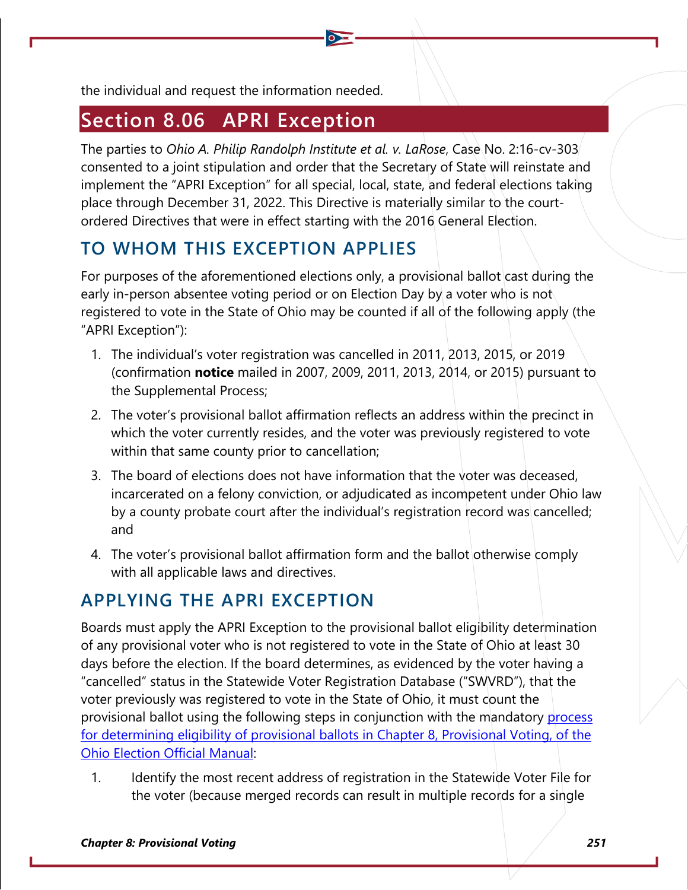the individual and request the information needed.

## Section 8.06 APRI Exception

The parties to *Ohio A. Philip Randolph Institute et al. v. LaRose*, Case No. 2:16-cv-303 consented to a joint stipulation and order that the Secretary of State will reinstate and implement the "APRI Exception" for all special, local, state, and federal elections taking place through December 31, 2022. This Directive is materially similar to the court-ordered Directives that were in effect starting with the 2016 General Election.

### TO WHOM THIS EXCEPTION APPLIES

For purposes of the aforementioned elections only, a provisional ballot cast during the early in-person absentee voting period or on Election Day by a voter who is not registered to vote in the State of Ohio may be counted if all of the following apply (the "APRI Exception"):

1. The individual's voter registration was cancelled in 2011, 2013, 2015, or 2019 (confirmation **notice** mailed in 2007, 2009, 2011, 2013, 2014, or 2015) pursuant to the Supplemental Process;
2. The voter's provisional ballot affirmation reflects an address within the precinct in which the voter currently resides, and the voter was previously registered to vote within that same county prior to cancellation;
3. The board of elections does not have information that the voter was deceased, incarcerated on a felony conviction, or adjudicated as incompetent under Ohio law by a county probate court after the individual's registration record was cancelled; and
4. The voter's provisional ballot affirmation form and the ballot otherwise comply with all applicable laws and directives.

### APPLYING THE APRI EXCEPTION

Boards must apply the APRI Exception to the provisional ballot eligibility determination of any provisional voter who is not registered to vote in the State of Ohio at least 30 days before the election. If the board determines, as evidenced by the voter having a "cancelled" status in the Statewide Voter Registration Database ("SWVRD"), that the voter previously was registered to vote in the State of Ohio, it must count the provisional ballot using the following steps in conjunction with the mandatory process for determining eligibility of provisional ballots in Chapter 8, Provisional Voting, of the Ohio Election Official Manual:

1. Identify the most recent address of registration in the Statewide Voter File for the voter (because merged records can result in multiple records for a single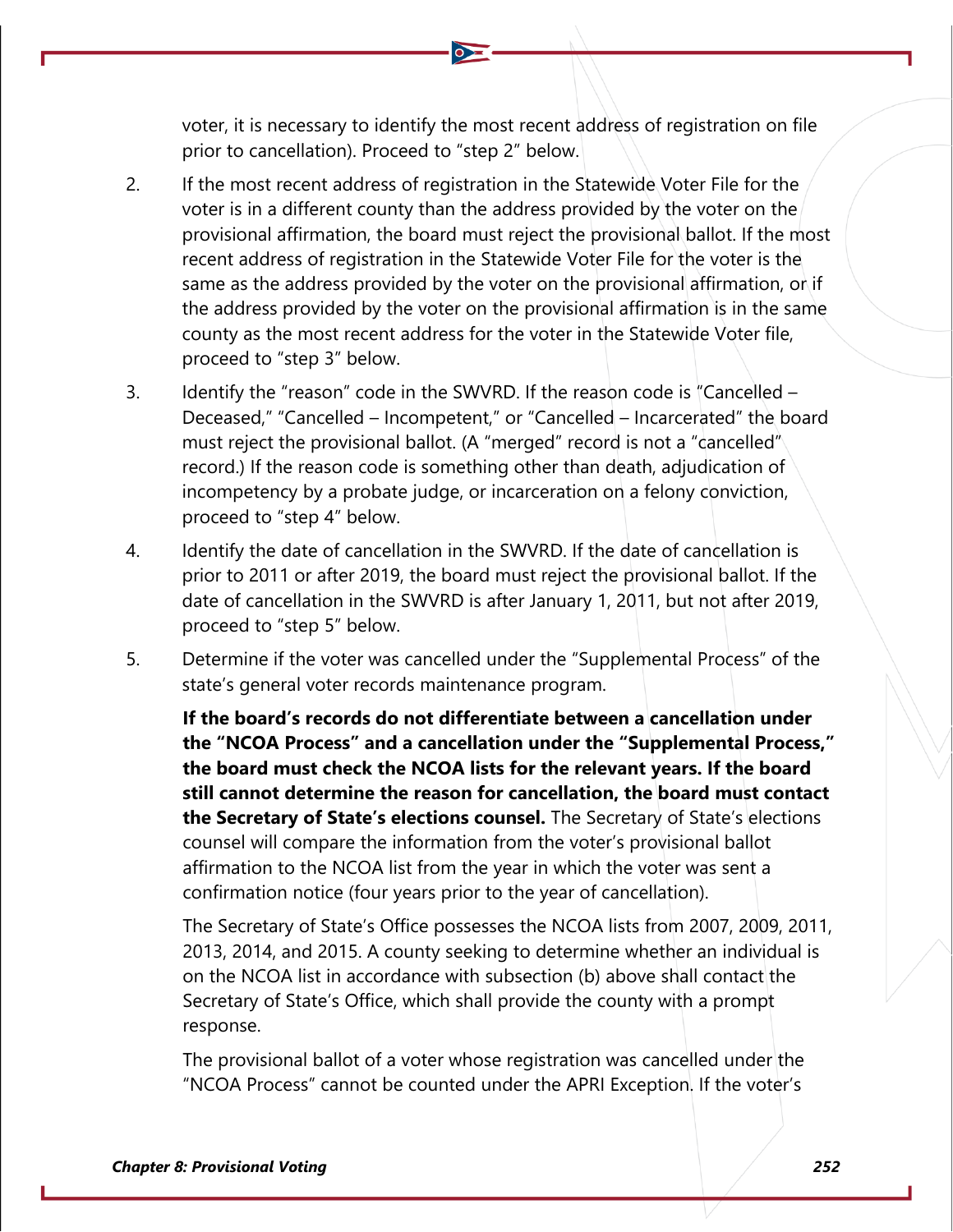voter, it is necessary to identify the most recent address of registration on file prior to cancellation). Proceed to "step 2" below.

2. If the most recent address of registration in the Statewide Voter File for the voter is in a different county than the address provided by the voter on the provisional affirmation, the board must reject the provisional ballot. If the most recent address of registration in the Statewide Voter File for the voter is the same as the address provided by the voter on the provisional affirmation, or if the address provided by the voter on the provisional affirmation is in the same county as the most recent address for the voter in the Statewide Voter file, proceed to "step 3" below.

3. Identify the "reason" code in the SWVRD. If the reason code is "Cancelled – Deceased," "Cancelled – Incompetent," or "Cancelled – Incarcerated" the board must reject the provisional ballot. (A "merged" record is not a "cancelled" record.) If the reason code is something other than death, adjudication of incompetency by a probate judge, or incarceration on a felony conviction, proceed to "step 4" below.

4. Identify the date of cancellation in the SWVRD. If the date of cancellation is prior to 2011 or after 2019, the board must reject the provisional ballot. If the date of cancellation in the SWVRD is after January 1, 2011, but not after 2019, proceed to "step 5" below.

5. Determine if the voter was cancelled under the "Supplemental Process" of the state's general voter records maintenance program.

   **If the board's records do not differentiate between a cancellation under the "NCOA Process" and a cancellation under the "Supplemental Process," the board must check the NCOA lists for the relevant years. If the board still cannot determine the reason for cancellation, the board must contact the Secretary of State's elections counsel.** The Secretary of State's elections counsel will compare the information from the voter's provisional ballot affirmation to the NCOA list from the year in which the voter was sent a confirmation notice (four years prior to the year of cancellation).

   The Secretary of State's Office possesses the NCOA lists from 2007, 2009, 2011, 2013, 2014, and 2015. A county seeking to determine whether an individual is on the NCOA list in accordance with subsection (b) above shall contact the Secretary of State's Office, which shall provide the county with a prompt response.

   The provisional ballot of a voter whose registration was cancelled under the "NCOA Process" cannot be counted under the APRI Exception. If the voter's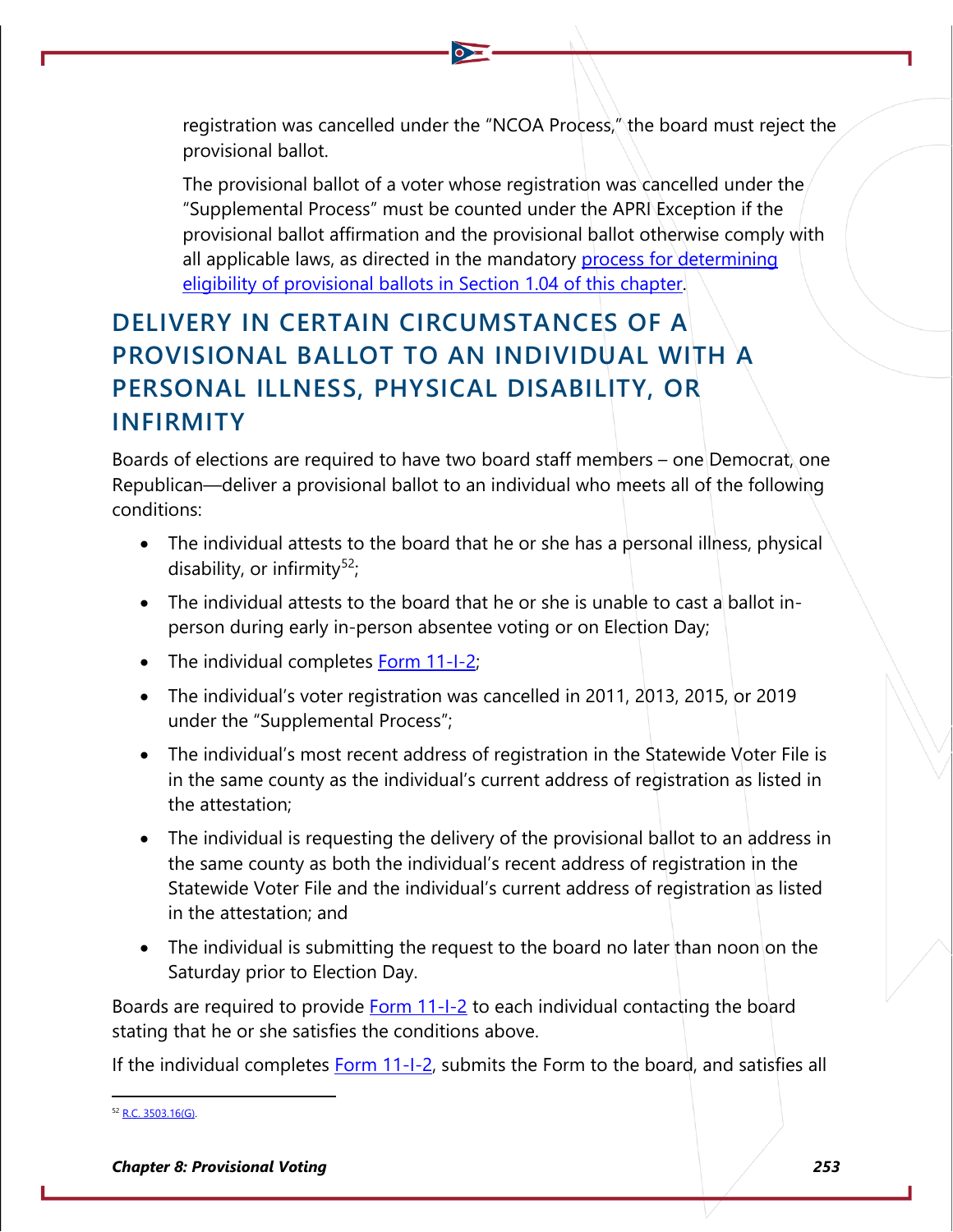registration was cancelled under the "NCOA Process," the board must reject the provisional ballot.

The provisional ballot of a voter whose registration was cancelled under the "Supplemental Process" must be counted under the APRI Exception if the provisional ballot affirmation and the provisional ballot otherwise comply with all applicable laws, as directed in the mandatory [process for determining eligibility of provisional ballots in Section 1.04 of this chapter](#).

## DELIVERY IN CERTAIN CIRCUMSTANCES OF A PROVISIONAL BALLOT TO AN INDIVIDUAL WITH A PERSONAL ILLNESS, PHYSICAL DISABILITY, OR INFIRMITY

Boards of elections are required to have two board staff members – one Democrat, one Republican—deliver a provisional ballot to an individual who meets all of the following conditions:

- The individual attests to the board that he or she has a personal illness, physical disability, or infirmity[52];
- The individual attests to the board that he or she is unable to cast a ballot in-person during early in-person absentee voting or on Election Day;
- The individual completes [Form 11-I-2](#);
- The individual's voter registration was cancelled in 2011, 2013, 2015, or 2019 under the "Supplemental Process";
- The individual's most recent address of registration in the Statewide Voter File is in the same county as the individual's current address of registration as listed in the attestation;
- The individual is requesting the delivery of the provisional ballot to an address in the same county as both the individual's recent address of registration in the Statewide Voter File and the individual's current address of registration as listed in the attestation; and
- The individual is submitting the request to the board no later than noon on the Saturday prior to Election Day.

Boards are required to provide [Form 11-I-2](#) to each individual contacting the board stating that he or she satisfies the conditions above.

If the individual completes [Form 11-I-2](#), submits the Form to the board, and satisfies all

[52] [R.C. 3503.16(G)](#).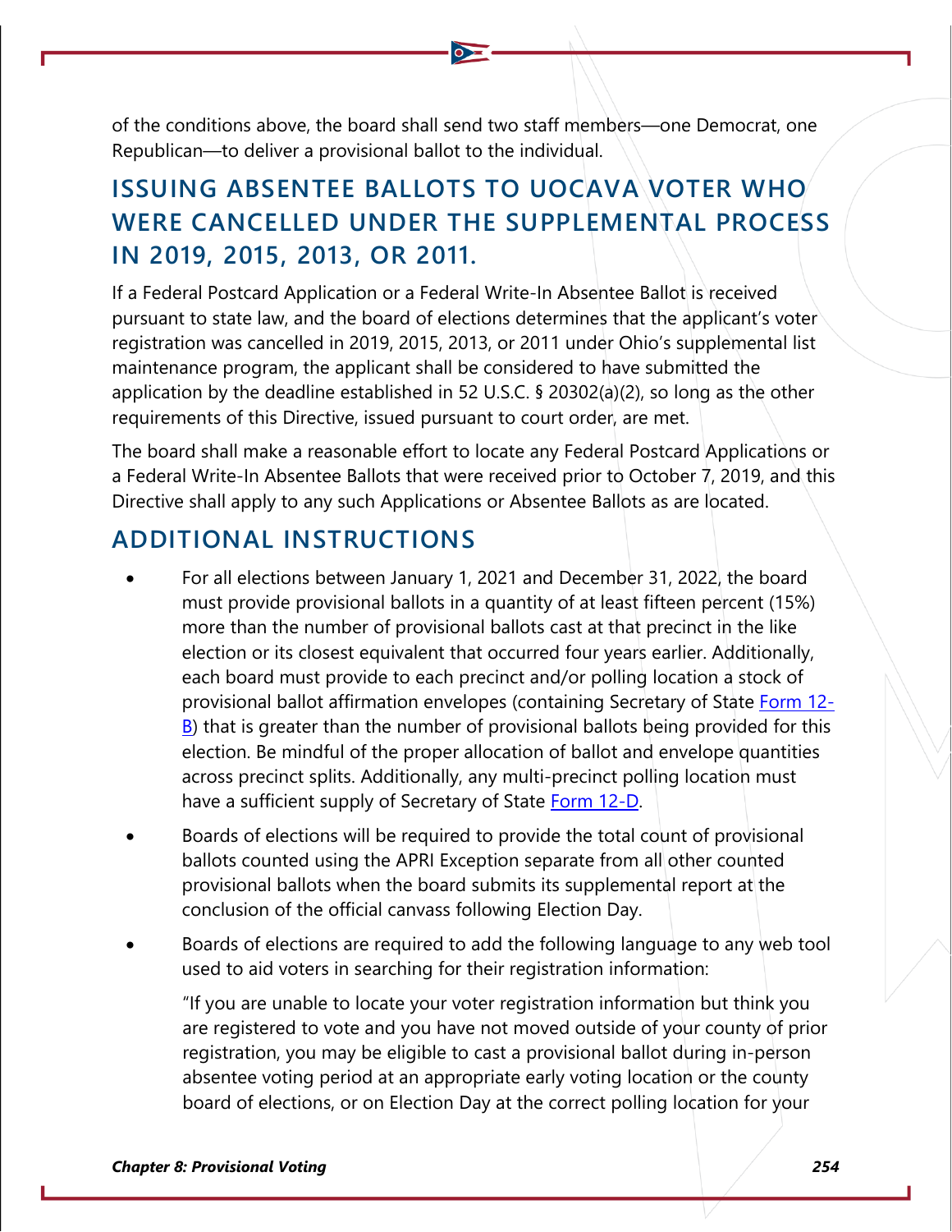of the conditions above, the board shall send two staff members—one Democrat, one Republican—to deliver a provisional ballot to the individual.

## ISSUING ABSENTEE BALLOTS TO UOCAVA VOTER WHO WERE CANCELLED UNDER THE SUPPLEMENTAL PROCESS IN 2019, 2015, 2013, OR 2011.

If a Federal Postcard Application or a Federal Write-In Absentee Ballot is received pursuant to state law, and the board of elections determines that the applicant's voter registration was cancelled in 2019, 2015, 2013, or 2011 under Ohio's supplemental list maintenance program, the applicant shall be considered to have submitted the application by the deadline established in 52 U.S.C. § 20302(a)(2), so long as the other requirements of this Directive, issued pursuant to court order, are met.

The board shall make a reasonable effort to locate any Federal Postcard Applications or a Federal Write-In Absentee Ballots that were received prior to October 7, 2019, and this Directive shall apply to any such Applications or Absentee Ballots as are located.

## ADDITIONAL INSTRUCTIONS

- For all elections between January 1, 2021 and December 31, 2022, the board must provide provisional ballots in a quantity of at least fifteen percent (15%) more than the number of provisional ballots cast at that precinct in the like election or its closest equivalent that occurred four years earlier. Additionally, each board must provide to each precinct and/or polling location a stock of provisional ballot affirmation envelopes (containing Secretary of State Form 12-B) that is greater than the number of provisional ballots being provided for this election. Be mindful of the proper allocation of ballot and envelope quantities across precinct splits. Additionally, any multi-precinct polling location must have a sufficient supply of Secretary of State Form 12-D.
- Boards of elections will be required to provide the total count of provisional ballots counted using the APRI Exception separate from all other counted provisional ballots when the board submits its supplemental report at the conclusion of the official canvass following Election Day.
- Boards of elections are required to add the following language to any web tool used to aid voters in searching for their registration information:

  "If you are unable to locate your voter registration information but think you are registered to vote and you have not moved outside of your county of prior registration, you may be eligible to cast a provisional ballot during in-person absentee voting period at an appropriate early voting location or the county board of elections, or on Election Day at the correct polling location for your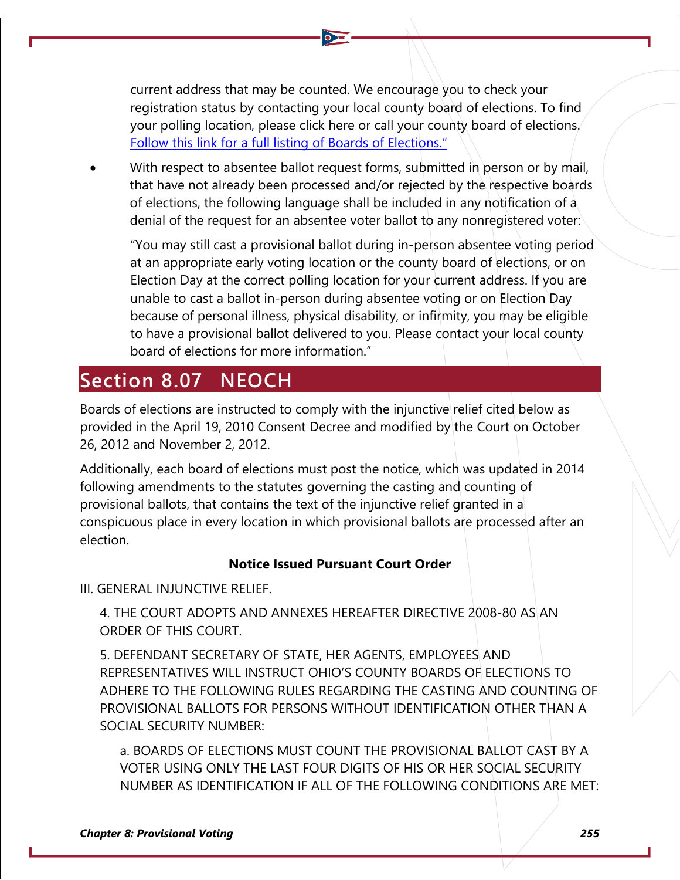current address that may be counted. We encourage you to check your registration status by contacting your local county board of elections. To find your polling location, please click here or call your county board of elections. [Follow this link for a full listing of Boards of Elections."]

- With respect to absentee ballot request forms, submitted in person or by mail, that have not already been processed and/or rejected by the respective boards of elections, the following language shall be included in any notification of a denial of the request for an absentee voter ballot to any nonregistered voter:

  "You may still cast a provisional ballot during in-person absentee voting period at an appropriate early voting location or the county board of elections, or on Election Day at the correct polling location for your current address. If you are unable to cast a ballot in-person during absentee voting or on Election Day because of personal illness, physical disability, or infirmity, you may be eligible to have a provisional ballot delivered to you. Please contact your local county board of elections for more information."

## Section 8.07 NEOCH

Boards of elections are instructed to comply with the injunctive relief cited below as provided in the April 19, 2010 Consent Decree and modified by the Court on October 26, 2012 and November 2, 2012.

Additionally, each board of elections must post the notice, which was updated in 2014 following amendments to the statutes governing the casting and counting of provisional ballots, that contains the text of the injunctive relief granted in a conspicuous place in every location in which provisional ballots are processed after an election.

**Notice Issued Pursuant Court Order**

III. GENERAL INJUNCTIVE RELIEF.

4. THE COURT ADOPTS AND ANNEXES HEREAFTER DIRECTIVE 2008-80 AS AN ORDER OF THIS COURT.

5. DEFENDANT SECRETARY OF STATE, HER AGENTS, EMPLOYEES AND REPRESENTATIVES WILL INSTRUCT OHIO'S COUNTY BOARDS OF ELECTIONS TO ADHERE TO THE FOLLOWING RULES REGARDING THE CASTING AND COUNTING OF PROVISIONAL BALLOTS FOR PERSONS WITHOUT IDENTIFICATION OTHER THAN A SOCIAL SECURITY NUMBER:

a. BOARDS OF ELECTIONS MUST COUNT THE PROVISIONAL BALLOT CAST BY A VOTER USING ONLY THE LAST FOUR DIGITS OF HIS OR HER SOCIAL SECURITY NUMBER AS IDENTIFICATION IF ALL OF THE FOLLOWING CONDITIONS ARE MET: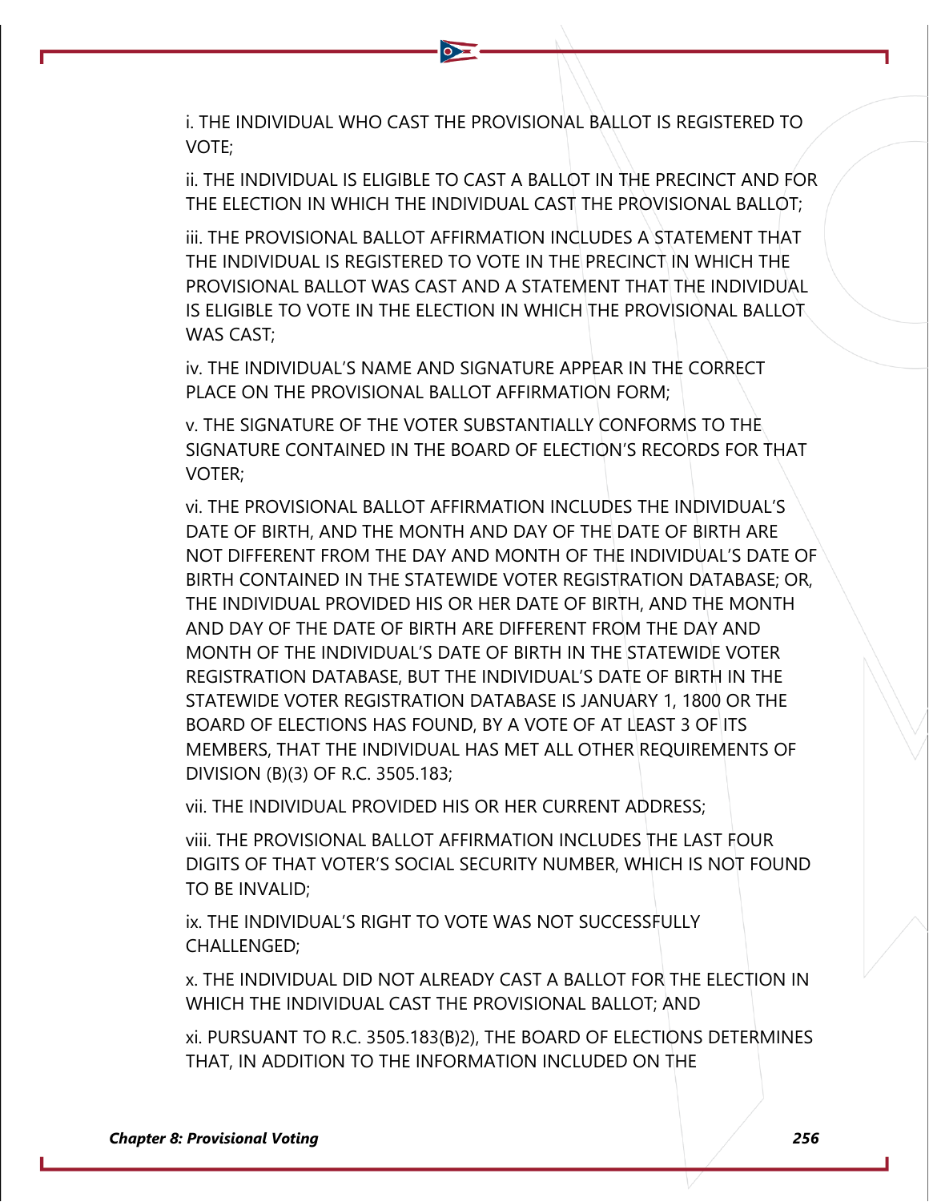i. THE INDIVIDUAL WHO CAST THE PROVISIONAL BALLOT IS REGISTERED TO VOTE;

ii. THE INDIVIDUAL IS ELIGIBLE TO CAST A BALLOT IN THE PRECINCT AND FOR THE ELECTION IN WHICH THE INDIVIDUAL CAST THE PROVISIONAL BALLOT;

iii. THE PROVISIONAL BALLOT AFFIRMATION INCLUDES A STATEMENT THAT THE INDIVIDUAL IS REGISTERED TO VOTE IN THE PRECINCT IN WHICH THE PROVISIONAL BALLOT WAS CAST AND A STATEMENT THAT THE INDIVIDUAL IS ELIGIBLE TO VOTE IN THE ELECTION IN WHICH THE PROVISIONAL BALLOT WAS CAST;

iv. THE INDIVIDUAL'S NAME AND SIGNATURE APPEAR IN THE CORRECT PLACE ON THE PROVISIONAL BALLOT AFFIRMATION FORM;

v. THE SIGNATURE OF THE VOTER SUBSTANTIALLY CONFORMS TO THE SIGNATURE CONTAINED IN THE BOARD OF ELECTION'S RECORDS FOR THAT VOTER;

vi. THE PROVISIONAL BALLOT AFFIRMATION INCLUDES THE INDIVIDUAL'S DATE OF BIRTH, AND THE MONTH AND DAY OF THE DATE OF BIRTH ARE NOT DIFFERENT FROM THE DAY AND MONTH OF THE INDIVIDUAL'S DATE OF BIRTH CONTAINED IN THE STATEWIDE VOTER REGISTRATION DATABASE; OR, THE INDIVIDUAL PROVIDED HIS OR HER DATE OF BIRTH, AND THE MONTH AND DAY OF THE DATE OF BIRTH ARE DIFFERENT FROM THE DAY AND MONTH OF THE INDIVIDUAL'S DATE OF BIRTH IN THE STATEWIDE VOTER REGISTRATION DATABASE, BUT THE INDIVIDUAL'S DATE OF BIRTH IN THE STATEWIDE VOTER REGISTRATION DATABASE IS JANUARY 1, 1800 OR THE BOARD OF ELECTIONS HAS FOUND, BY A VOTE OF AT LEAST 3 OF ITS MEMBERS, THAT THE INDIVIDUAL HAS MET ALL OTHER REQUIREMENTS OF DIVISION (B)(3) OF R.C. 3505.183;

vii. THE INDIVIDUAL PROVIDED HIS OR HER CURRENT ADDRESS;

viii. THE PROVISIONAL BALLOT AFFIRMATION INCLUDES THE LAST FOUR DIGITS OF THAT VOTER'S SOCIAL SECURITY NUMBER, WHICH IS NOT FOUND TO BE INVALID;

ix. THE INDIVIDUAL'S RIGHT TO VOTE WAS NOT SUCCESSFULLY CHALLENGED;

x. THE INDIVIDUAL DID NOT ALREADY CAST A BALLOT FOR THE ELECTION IN WHICH THE INDIVIDUAL CAST THE PROVISIONAL BALLOT; AND

xi. PURSUANT TO R.C. 3505.183(B)2), THE BOARD OF ELECTIONS DETERMINES THAT, IN ADDITION TO THE INFORMATION INCLUDED ON THE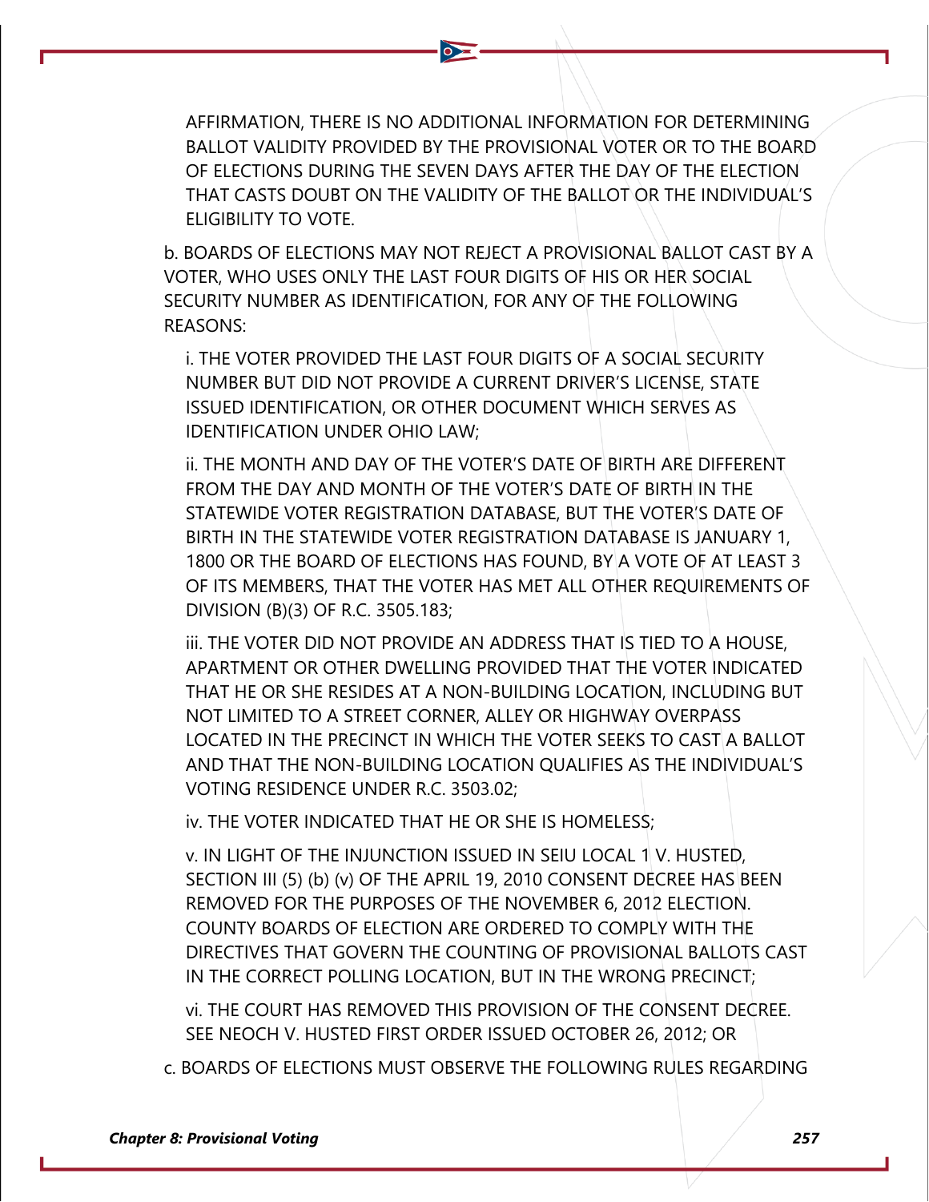AFFIRMATION, THERE IS NO ADDITIONAL INFORMATION FOR DETERMINING BALLOT VALIDITY PROVIDED BY THE PROVISIONAL VOTER OR TO THE BOARD OF ELECTIONS DURING THE SEVEN DAYS AFTER THE DAY OF THE ELECTION THAT CASTS DOUBT ON THE VALIDITY OF THE BALLOT OR THE INDIVIDUAL'S ELIGIBILITY TO VOTE.

b. BOARDS OF ELECTIONS MAY NOT REJECT A PROVISIONAL BALLOT CAST BY A VOTER, WHO USES ONLY THE LAST FOUR DIGITS OF HIS OR HER SOCIAL SECURITY NUMBER AS IDENTIFICATION, FOR ANY OF THE FOLLOWING REASONS:

i. THE VOTER PROVIDED THE LAST FOUR DIGITS OF A SOCIAL SECURITY NUMBER BUT DID NOT PROVIDE A CURRENT DRIVER'S LICENSE, STATE ISSUED IDENTIFICATION, OR OTHER DOCUMENT WHICH SERVES AS IDENTIFICATION UNDER OHIO LAW;

ii. THE MONTH AND DAY OF THE VOTER'S DATE OF BIRTH ARE DIFFERENT FROM THE DAY AND MONTH OF THE VOTER'S DATE OF BIRTH IN THE STATEWIDE VOTER REGISTRATION DATABASE, BUT THE VOTER'S DATE OF BIRTH IN THE STATEWIDE VOTER REGISTRATION DATABASE IS JANUARY 1, 1800 OR THE BOARD OF ELECTIONS HAS FOUND, BY A VOTE OF AT LEAST 3 OF ITS MEMBERS, THAT THE VOTER HAS MET ALL OTHER REQUIREMENTS OF DIVISION (B)(3) OF R.C. 3505.183;

iii. THE VOTER DID NOT PROVIDE AN ADDRESS THAT IS TIED TO A HOUSE, APARTMENT OR OTHER DWELLING PROVIDED THAT THE VOTER INDICATED THAT HE OR SHE RESIDES AT A NON-BUILDING LOCATION, INCLUDING BUT NOT LIMITED TO A STREET CORNER, ALLEY OR HIGHWAY OVERPASS LOCATED IN THE PRECINCT IN WHICH THE VOTER SEEKS TO CAST A BALLOT AND THAT THE NON-BUILDING LOCATION QUALIFIES AS THE INDIVIDUAL'S VOTING RESIDENCE UNDER R.C. 3503.02;

iv. THE VOTER INDICATED THAT HE OR SHE IS HOMELESS;

v. IN LIGHT OF THE INJUNCTION ISSUED IN SEIU LOCAL 1 V. HUSTED, SECTION III (5) (b) (v) OF THE APRIL 19, 2010 CONSENT DECREE HAS BEEN REMOVED FOR THE PURPOSES OF THE NOVEMBER 6, 2012 ELECTION. COUNTY BOARDS OF ELECTION ARE ORDERED TO COMPLY WITH THE DIRECTIVES THAT GOVERN THE COUNTING OF PROVISIONAL BALLOTS CAST IN THE CORRECT POLLING LOCATION, BUT IN THE WRONG PRECINCT;

vi. THE COURT HAS REMOVED THIS PROVISION OF THE CONSENT DECREE. SEE NEOCH V. HUSTED FIRST ORDER ISSUED OCTOBER 26, 2012; OR

c. BOARDS OF ELECTIONS MUST OBSERVE THE FOLLOWING RULES REGARDING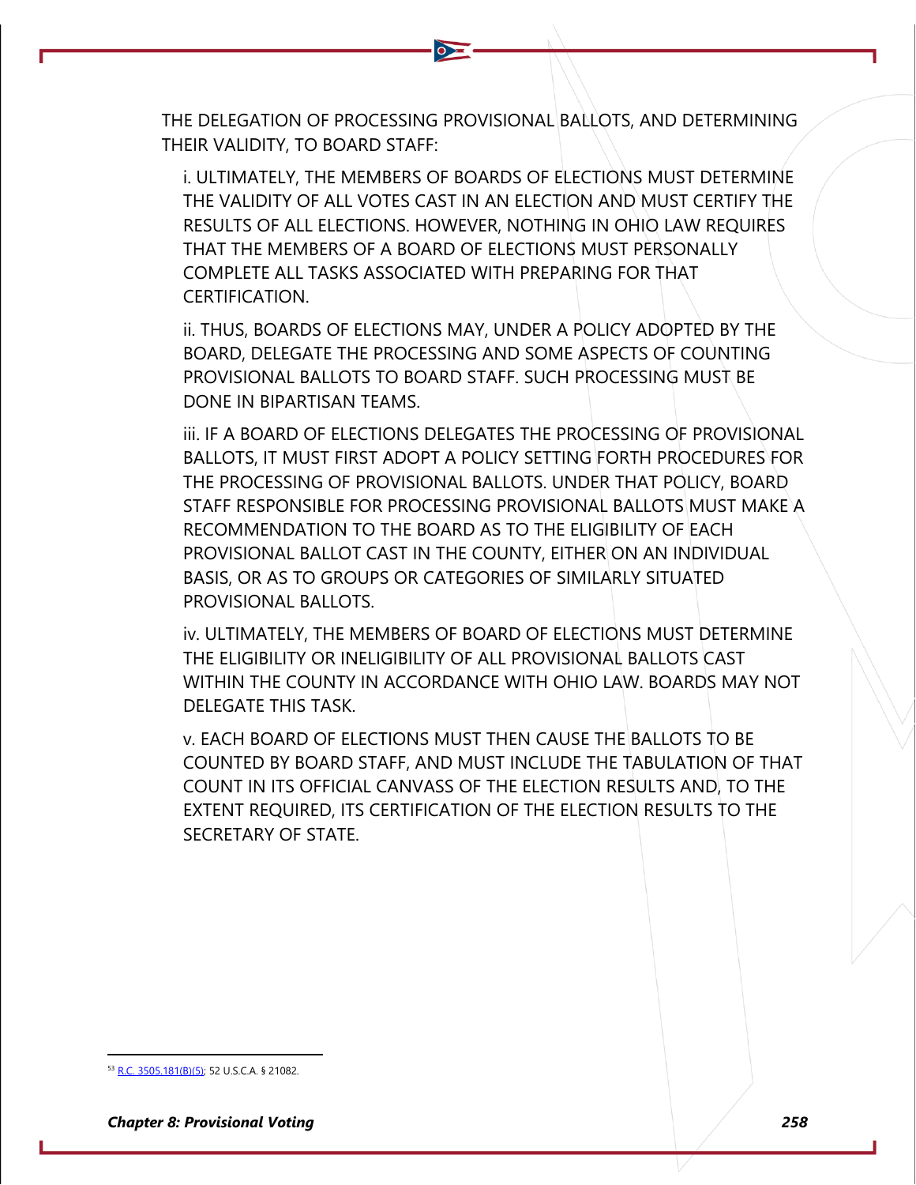THE DELEGATION OF PROCESSING PROVISIONAL BALLOTS, AND DETERMINING THEIR VALIDITY, TO BOARD STAFF:

i. ULTIMATELY, THE MEMBERS OF BOARDS OF ELECTIONS MUST DETERMINE THE VALIDITY OF ALL VOTES CAST IN AN ELECTION AND MUST CERTIFY THE RESULTS OF ALL ELECTIONS. HOWEVER, NOTHING IN OHIO LAW REQUIRES THAT THE MEMBERS OF A BOARD OF ELECTIONS MUST PERSONALLY COMPLETE ALL TASKS ASSOCIATED WITH PREPARING FOR THAT CERTIFICATION.

ii. THUS, BOARDS OF ELECTIONS MAY, UNDER A POLICY ADOPTED BY THE BOARD, DELEGATE THE PROCESSING AND SOME ASPECTS OF COUNTING PROVISIONAL BALLOTS TO BOARD STAFF. SUCH PROCESSING MUST BE DONE IN BIPARTISAN TEAMS.

iii. IF A BOARD OF ELECTIONS DELEGATES THE PROCESSING OF PROVISIONAL BALLOTS, IT MUST FIRST ADOPT A POLICY SETTING FORTH PROCEDURES FOR THE PROCESSING OF PROVISIONAL BALLOTS. UNDER THAT POLICY, BOARD STAFF RESPONSIBLE FOR PROCESSING PROVISIONAL BALLOTS MUST MAKE A RECOMMENDATION TO THE BOARD AS TO THE ELIGIBILITY OF EACH PROVISIONAL BALLOT CAST IN THE COUNTY, EITHER ON AN INDIVIDUAL BASIS, OR AS TO GROUPS OR CATEGORIES OF SIMILARLY SITUATED PROVISIONAL BALLOTS.

iv. ULTIMATELY, THE MEMBERS OF BOARD OF ELECTIONS MUST DETERMINE THE ELIGIBILITY OR INELIGIBILITY OF ALL PROVISIONAL BALLOTS CAST WITHIN THE COUNTY IN ACCORDANCE WITH OHIO LAW. BOARDS MAY NOT DELEGATE THIS TASK.

v. EACH BOARD OF ELECTIONS MUST THEN CAUSE THE BALLOTS TO BE COUNTED BY BOARD STAFF, AND MUST INCLUDE THE TABULATION OF THAT COUNT IN ITS OFFICIAL CANVASS OF THE ELECTION RESULTS AND, TO THE EXTENT REQUIRED, ITS CERTIFICATION OF THE ELECTION RESULTS TO THE SECRETARY OF STATE.

---

[53] R.C. 3505.181(B)(5); 52 U.S.C.A. § 21082.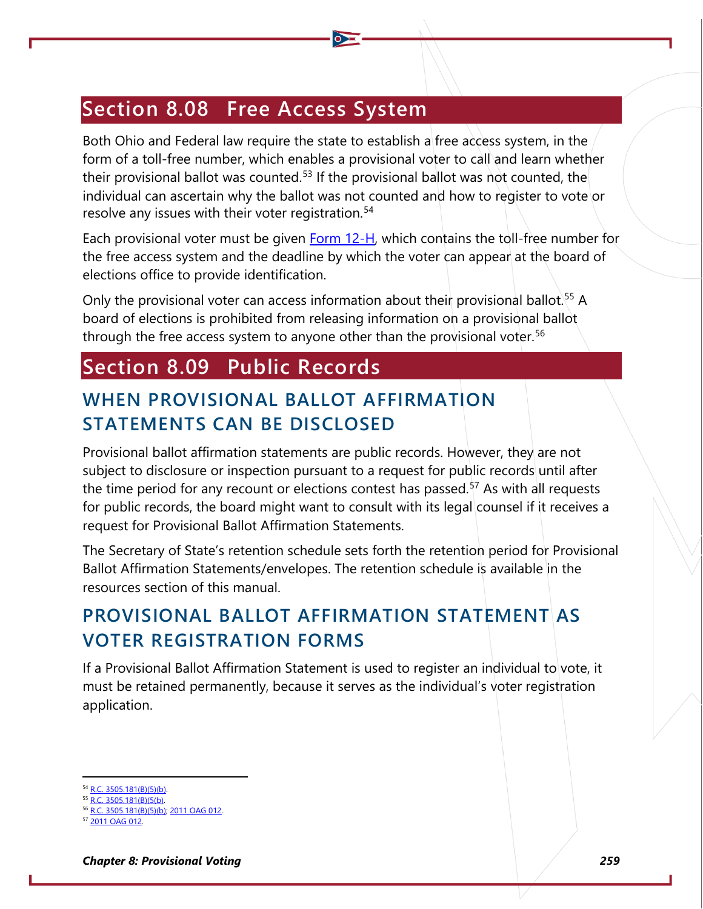## Section 8.08 Free Access System

Both Ohio and Federal law require the state to establish a free access system, in the form of a toll-free number, which enables a provisional voter to call and learn whether their provisional ballot was counted.[53] If the provisional ballot was not counted, the individual can ascertain why the ballot was not counted and how to register to vote or resolve any issues with their voter registration.[54]

Each provisional voter must be given [Form 12-H](), which contains the toll-free number for the free access system and the deadline by which the voter can appear at the board of elections office to provide identification.

Only the provisional voter can access information about their provisional ballot.[55] A board of elections is prohibited from releasing information on a provisional ballot through the free access system to anyone other than the provisional voter.[56]

## Section 8.09 Public Records

### WHEN PROVISIONAL BALLOT AFFIRMATION STATEMENTS CAN BE DISCLOSED

Provisional ballot affirmation statements are public records. However, they are not subject to disclosure or inspection pursuant to a request for public records until after the time period for any recount or elections contest has passed.[57] As with all requests for public records, the board might want to consult with its legal counsel if it receives a request for Provisional Ballot Affirmation Statements.

The Secretary of State's retention schedule sets forth the retention period for Provisional Ballot Affirmation Statements/envelopes. The retention schedule is available in the resources section of this manual.

### PROVISIONAL BALLOT AFFIRMATION STATEMENT AS VOTER REGISTRATION FORMS

If a Provisional Ballot Affirmation Statement is used to register an individual to vote, it must be retained permanently, because it serves as the individual's voter registration application.

---

[54] R.C. 3505.181(B)(5)(b).

[55] R.C. 3505.181(B)(5)(b).

[56] R.C. 3505.181(B)(5)(b); 2011 OAG 012.

[57] 2011 OAG 012.